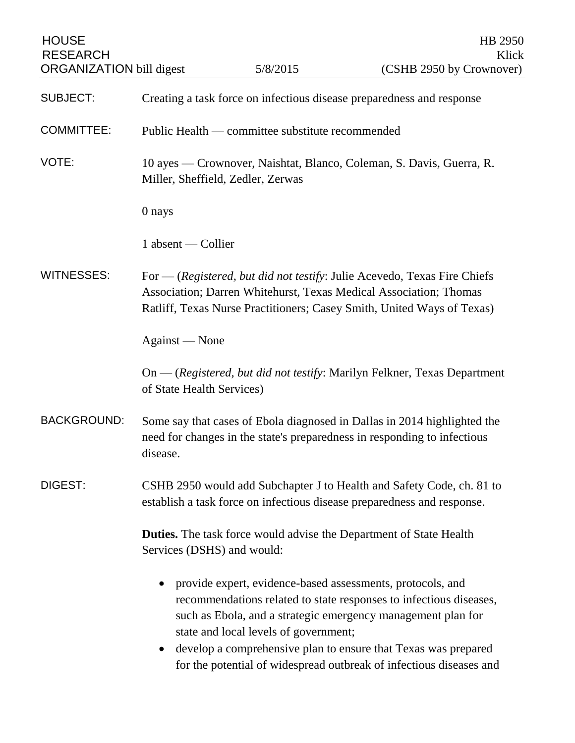HOUSE RESEARCH ORGANIZATION bill digest — 5/8/2015

HB 2950
Klick
(CSHB 2950 by Crownover)

**SUBJECT:** Creating a task force on infectious disease preparedness and response

**COMMITTEE:** Public Health — committee substitute recommended

**VOTE:** 10 ayes — Crownover, Naishtat, Blanco, Coleman, S. Davis, Guerra, R. Miller, Sheffield, Zedler, Zerwas

0 nays

1 absent — Collier

**WITNESSES:** For — (*Registered, but did not testify*: Julie Acevedo, Texas Fire Chiefs Association; Darren Whitehurst, Texas Medical Association; Thomas Ratliff, Texas Nurse Practitioners; Casey Smith, United Ways of Texas)

Against — None

On — (*Registered, but did not testify*: Marilyn Felkner, Texas Department of State Health Services)

**BACKGROUND:** Some say that cases of Ebola diagnosed in Dallas in 2014 highlighted the need for changes in the state's preparedness in responding to infectious disease.

**DIGEST:** CSHB 2950 would add Subchapter J to Health and Safety Code, ch. 81 to establish a task force on infectious disease preparedness and response.

**Duties.** The task force would advise the Department of State Health Services (DSHS) and would:

- provide expert, evidence-based assessments, protocols, and recommendations related to state responses to infectious diseases, such as Ebola, and a strategic emergency management plan for state and local levels of government;
- develop a comprehensive plan to ensure that Texas was prepared for the potential of widespread outbreak of infectious diseases and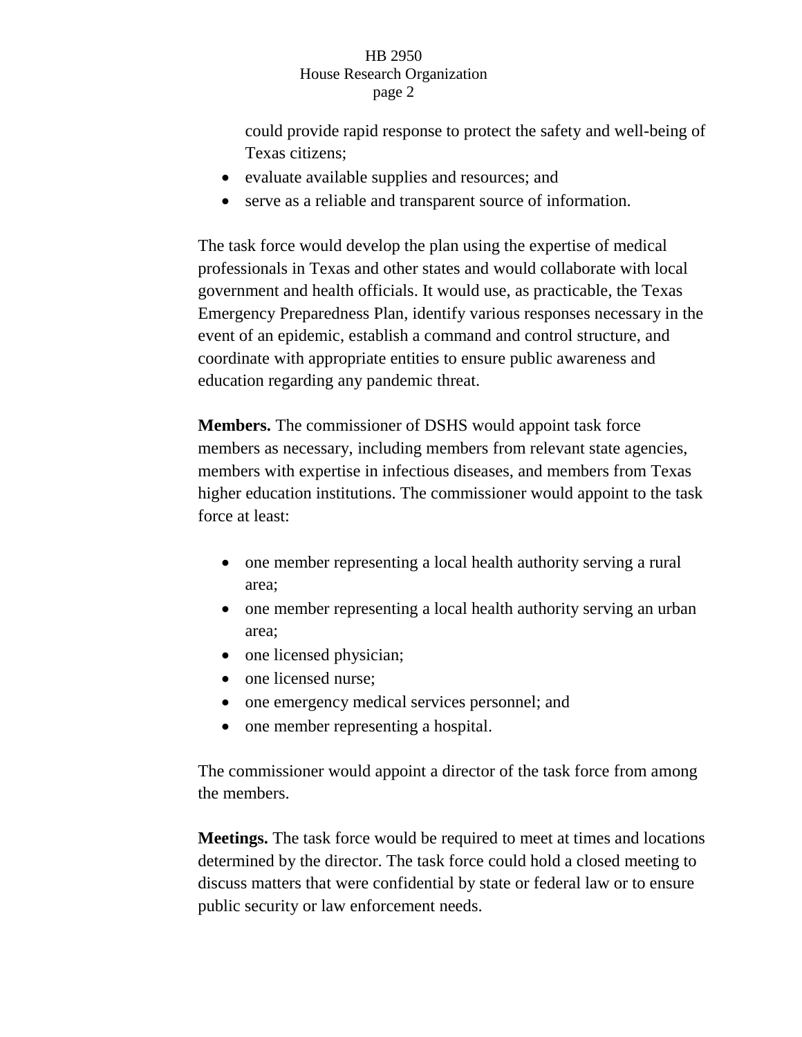could provide rapid response to protect the safety and well-being of Texas citizens;

- evaluate available supplies and resources; and
- serve as a reliable and transparent source of information.

The task force would develop the plan using the expertise of medical professionals in Texas and other states and would collaborate with local government and health officials. It would use, as practicable, the Texas Emergency Preparedness Plan, identify various responses necessary in the event of an epidemic, establish a command and control structure, and coordinate with appropriate entities to ensure public awareness and education regarding any pandemic threat.

**Members.** The commissioner of DSHS would appoint task force members as necessary, including members from relevant state agencies, members with expertise in infectious diseases, and members from Texas higher education institutions. The commissioner would appoint to the task force at least:

- one member representing a local health authority serving a rural area;
- one member representing a local health authority serving an urban area;
- one licensed physician;
- one licensed nurse;
- one emergency medical services personnel; and
- one member representing a hospital.

The commissioner would appoint a director of the task force from among the members.

**Meetings.** The task force would be required to meet at times and locations determined by the director. The task force could hold a closed meeting to discuss matters that were confidential by state or federal law or to ensure public security or law enforcement needs.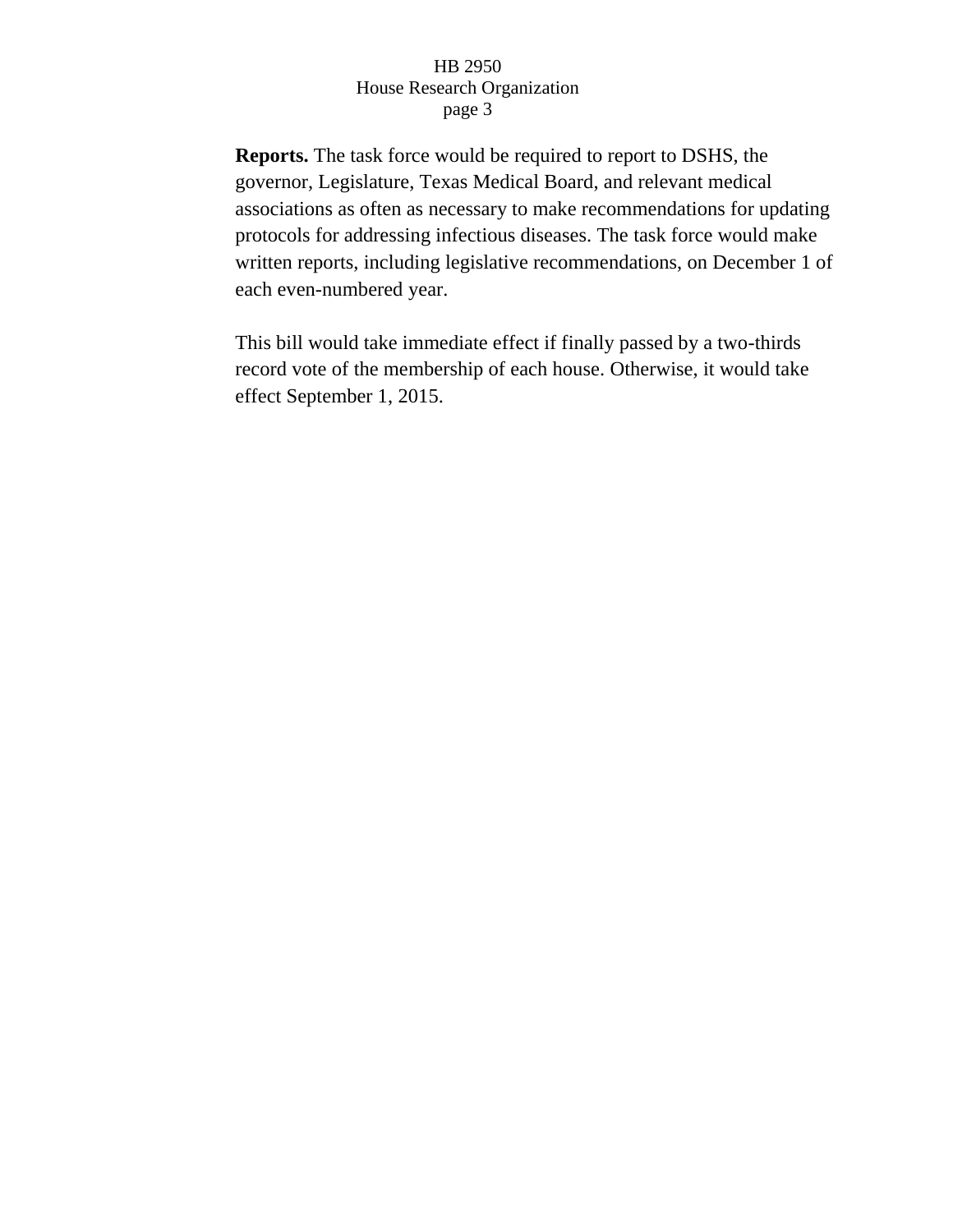**Reports.** The task force would be required to report to DSHS, the governor, Legislature, Texas Medical Board, and relevant medical associations as often as necessary to make recommendations for updating protocols for addressing infectious diseases. The task force would make written reports, including legislative recommendations, on December 1 of each even-numbered year.

This bill would take immediate effect if finally passed by a two-thirds record vote of the membership of each house. Otherwise, it would take effect September 1, 2015.